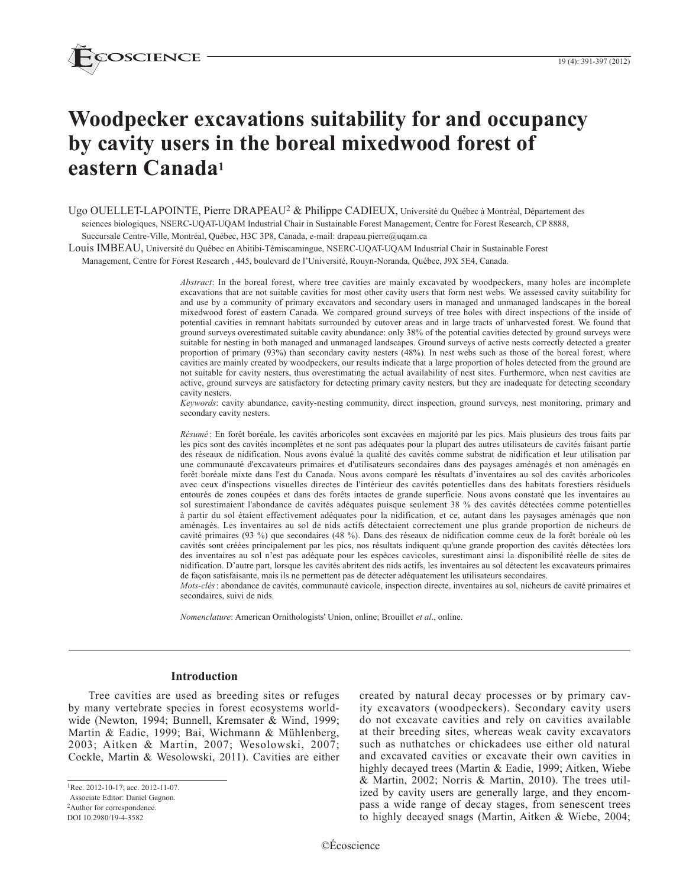# Woodpecker excavations suitability for and occupancy by cavity users in the boreal mixedwood forest of eastern Canada[1]

Ugo OUELLET-LAPOINTE, Pierre DRAPEAU[2] & Philippe CADIEUX, Université du Québec à Montréal, Département des sciences biologiques, NSERC-UQAT-UQAM Industrial Chair in Sustainable Forest Management, Centre for Forest Research, CP 8888, Succursale Centre-Ville, Montréal, Québec, H3C 3P8, Canada, e-mail: drapeau.pierre@uqam.ca

Louis IMBEAU, Université du Québec en Abitibi-Témiscamingue, NSERC-UQAT-UQAM Industrial Chair in Sustainable Forest Management, Centre for Forest Research , 445, boulevard de l'Université, Rouyn-Noranda, Québec, J9X 5E4, Canada.

*Abstract*: In the boreal forest, where tree cavities are mainly excavated by woodpeckers, many holes are incomplete excavations that are not suitable cavities for most other cavity users that form nest webs. We assessed cavity suitability for and use by a community of primary excavators and secondary users in managed and unmanaged landscapes in the boreal mixedwood forest of eastern Canada. We compared ground surveys of tree holes with direct inspections of the inside of potential cavities in remnant habitats surrounded by cutover areas and in large tracts of unharvested forest. We found that ground surveys overestimated suitable cavity abundance: only 38% of the potential cavities detected by ground surveys were suitable for nesting in both managed and unmanaged landscapes. Ground surveys of active nests correctly detected a greater proportion of primary (93%) than secondary cavity nesters (48%). In nest webs such as those of the boreal forest, where cavities are mainly created by woodpeckers, our results indicate that a large proportion of holes detected from the ground are not suitable for cavity nesters, thus overestimating the actual availability of nest sites. Furthermore, when nest cavities are active, ground surveys are satisfactory for detecting primary cavity nesters, but they are inadequate for detecting secondary cavity nesters.

*Keywords*: cavity abundance, cavity-nesting community, direct inspection, ground surveys, nest monitoring, primary and secondary cavity nesters.

*Résumé*: En forêt boréale, les cavités arboricoles sont excavées en majorité par les pics. Mais plusieurs des trous faits par les pics sont des cavités incomplètes et ne sont pas adéquates pour la plupart des autres utilisateurs de cavités faisant partie des réseaux de nidification. Nous avons évalué la qualité des cavités comme substrat de nidification et leur utilisation par une communauté d'excavateurs primaires et d'utilisateurs secondaires dans des paysages aménagés et non aménagés en forêt boréale mixte dans l'est du Canada. Nous avons comparé les résultats d'inventaires au sol des cavités arboricoles avec ceux d'inspections visuelles directes de l'intérieur des cavités potentielles dans des habitats forestiers résiduels entourés de zones coupées et dans des forêts intactes de grande superficie. Nous avons constaté que les inventaires au sol surestimaient l'abondance de cavités adéquates puisque seulement 38 % des cavités détectées comme potentielles à partir du sol étaient effectivement adéquates pour la nidification, et ce, autant dans les paysages aménagés que non aménagés. Les inventaires au sol de nids actifs détectaient correctement une plus grande proportion de nicheurs de cavité primaires (93 %) que secondaires (48 %). Dans des réseaux de nidification comme ceux de la forêt boréale où les cavités sont créées principalement par les pics, nos résultats indiquent qu'une grande proportion des cavités détectées lors des inventaires au sol n'est pas adéquate pour les espèces cavicoles, surestimant ainsi la disponibilité réelle de sites de nidification. D'autre part, lorsque les cavités abritent des nids actifs, les inventaires au sol détectent les excavateurs primaires de façon satisfaisante, mais ils ne permettent pas de détecter adéquatement les utilisateurs secondaires.

*Mots-clés*: abondance de cavités, communauté cavicole, inspection directe, inventaires au sol, nicheurs de cavité primaires et secondaires, suivi de nids.

*Nomenclature*: American Ornithologists' Union, online; Brouillet *et al*., online.

## Introduction

Tree cavities are used as breeding sites or refuges by many vertebrate species in forest ecosystems worldwide (Newton, 1994; Bunnell, Kremsater & Wind, 1999; Martin & Eadie, 1999; Bai, Wichmann & Mühlenberg, 2003; Aitken & Martin, 2007; Wesolowski, 2007; Cockle, Martin & Wesolowski, 2011). Cavities are either created by natural decay processes or by primary cavity excavators (woodpeckers). Secondary cavity users do not excavate cavities and rely on cavities available at their breeding sites, whereas weak cavity excavators such as nuthatches or chickadees use either old natural and excavated cavities or excavate their own cavities in highly decayed trees (Martin & Eadie, 1999; Aitken, Wiebe & Martin, 2002; Norris & Martin, 2010). The trees utilized by cavity users are generally large, and they encompass a wide range of decay stages, from senescent trees to highly decayed snags (Martin, Aitken & Wiebe, 2004;

[1]Rec. 2012-10-17; acc. 2012-11-07.
Associate Editor: Daniel Gagnon.
[2]Author for correspondence.
DOI 10.2980/19-4-3582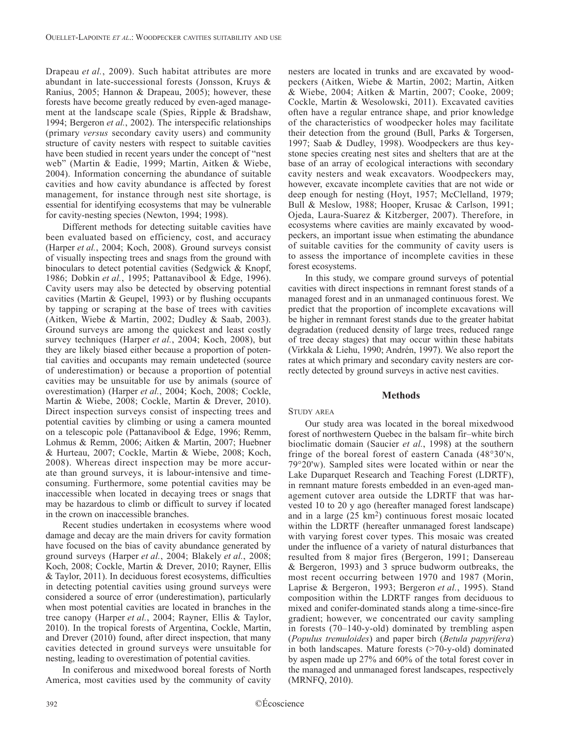Drapeau *et al.*, 2009). Such habitat attributes are more abundant in late-successional forests (Jonsson, Kruys & Ranius, 2005; Hannon & Drapeau, 2005); however, these forests have become greatly reduced by even-aged management at the landscape scale (Spies, Ripple & Bradshaw, 1994; Bergeron *et al.*, 2002). The interspecific relationships (primary *versus* secondary cavity users) and community structure of cavity nesters with respect to suitable cavities have been studied in recent years under the concept of "nest web" (Martin & Eadie, 1999; Martin, Aitken & Wiebe, 2004). Information concerning the abundance of suitable cavities and how cavity abundance is affected by forest management, for instance through nest site shortage, is essential for identifying ecosystems that may be vulnerable for cavity-nesting species (Newton, 1994; 1998).

Different methods for detecting suitable cavities have been evaluated based on efficiency, cost, and accuracy (Harper *et al.*, 2004; Koch, 2008). Ground surveys consist of visually inspecting trees and snags from the ground with binoculars to detect potential cavities (Sedgwick & Knopf, 1986; Dobkin *et al.*, 1995; Pattanavibool & Edge, 1996). Cavity users may also be detected by observing potential cavities (Martin & Geupel, 1993) or by flushing occupants by tapping or scraping at the base of trees with cavities (Aitken, Wiebe & Martin, 2002; Dudley & Saab, 2003). Ground surveys are among the quickest and least costly survey techniques (Harper *et al.*, 2004; Koch, 2008), but they are likely biased either because a proportion of potential cavities and occupants may remain undetected (source of underestimation) or because a proportion of potential cavities may be unsuitable for use by animals (source of overestimation) (Harper *et al.*, 2004; Koch, 2008; Cockle, Martin & Wiebe, 2008; Cockle, Martin & Drever, 2010). Direct inspection surveys consist of inspecting trees and potential cavities by climbing or using a camera mounted on a telescopic pole (Pattanavibool & Edge, 1996; Remm, Lohmus & Remm, 2006; Aitken & Martin, 2007; Huebner & Hurteau, 2007; Cockle, Martin & Wiebe, 2008; Koch, 2008). Whereas direct inspection may be more accurate than ground surveys, it is labour-intensive and time-consuming. Furthermore, some potential cavities may be inaccessible when located in decaying trees or snags that may be hazardous to climb or difficult to survey if located in the crown on inaccessible branches.

Recent studies undertaken in ecosystems where wood damage and decay are the main drivers for cavity formation have focused on the bias of cavity abundance generated by ground surveys (Harper *et al.*, 2004; Blakely *et al.*, 2008; Koch, 2008; Cockle, Martin & Drever, 2010; Rayner, Ellis & Taylor, 2011). In deciduous forest ecosystems, difficulties in detecting potential cavities using ground surveys were considered a source of error (underestimation), particularly when most potential cavities are located in branches in the tree canopy (Harper *et al.*, 2004; Rayner, Ellis & Taylor, 2010). In the tropical forests of Argentina, Cockle, Martin, and Drever (2010) found, after direct inspection, that many cavities detected in ground surveys were unsuitable for nesting, leading to overestimation of potential cavities.

In coniferous and mixedwood boreal forests of North America, most cavities used by the community of cavity nesters are located in trunks and are excavated by woodpeckers (Aitken, Wiebe & Martin, 2002; Martin, Aitken & Wiebe, 2004; Aitken & Martin, 2007; Cooke, 2009; Cockle, Martin & Wesolowski, 2011). Excavated cavities often have a regular entrance shape, and prior knowledge of the characteristics of woodpecker holes may facilitate their detection from the ground (Bull, Parks & Torgersen, 1997; Saab & Dudley, 1998). Woodpeckers are thus keystone species creating nest sites and shelters that are at the base of an array of ecological interactions with secondary cavity nesters and weak excavators. Woodpeckers may, however, excavate incomplete cavities that are not wide or deep enough for nesting (Hoyt, 1957; McClelland, 1979; Bull & Meslow, 1988; Hooper, Krusac & Carlson, 1991; Ojeda, Laura-Suarez & Kitzberger, 2007). Therefore, in ecosystems where cavities are mainly excavated by woodpeckers, an important issue when estimating the abundance of suitable cavities for the community of cavity users is to assess the importance of incomplete cavities in these forest ecosystems.

In this study, we compare ground surveys of potential cavities with direct inspections in remnant forest stands of a managed forest and in an unmanaged continuous forest. We predict that the proportion of incomplete excavations will be higher in remnant forest stands due to the greater habitat degradation (reduced density of large trees, reduced range of tree decay stages) that may occur within these habitats (Virkkala & Liehu, 1990; Andrén, 1997). We also report the rates at which primary and secondary cavity nesters are correctly detected by ground surveys in active nest cavities.

## Methods

### Study area

Our study area was located in the boreal mixedwood forest of northwestern Quebec in the balsam fir–white birch bioclimatic domain (Saucier *et al.*, 1998) at the southern fringe of the boreal forest of eastern Canada (48°30'N, 79°20'W). Sampled sites were located within or near the Lake Duparquet Research and Teaching Forest (LDRTF), in remnant mature forests embedded in an even-aged management cutover area outside the LDRTF that was harvested 10 to 20 y ago (hereafter managed forest landscape) and in a large (25 km$^2$) continuous forest mosaic located within the LDRTF (hereafter unmanaged forest landscape) with varying forest cover types. This mosaic was created under the influence of a variety of natural disturbances that resulted from 8 major fires (Bergeron, 1991; Dansereau & Bergeron, 1993) and 3 spruce budworm outbreaks, the most recent occurring between 1970 and 1987 (Morin, Laprise & Bergeron, 1993; Bergeron *et al.*, 1995). Stand composition within the LDRTF ranges from deciduous to mixed and conifer-dominated stands along a time-since-fire gradient; however, we concentrated our cavity sampling in forests (70–140-y-old) dominated by trembling aspen (*Populus tremuloides*) and paper birch (*Betula papyrifera*) in both landscapes. Mature forests (>70-y-old) dominated by aspen made up 27% and 60% of the total forest cover in the managed and unmanaged forest landscapes, respectively (MRNFQ, 2010).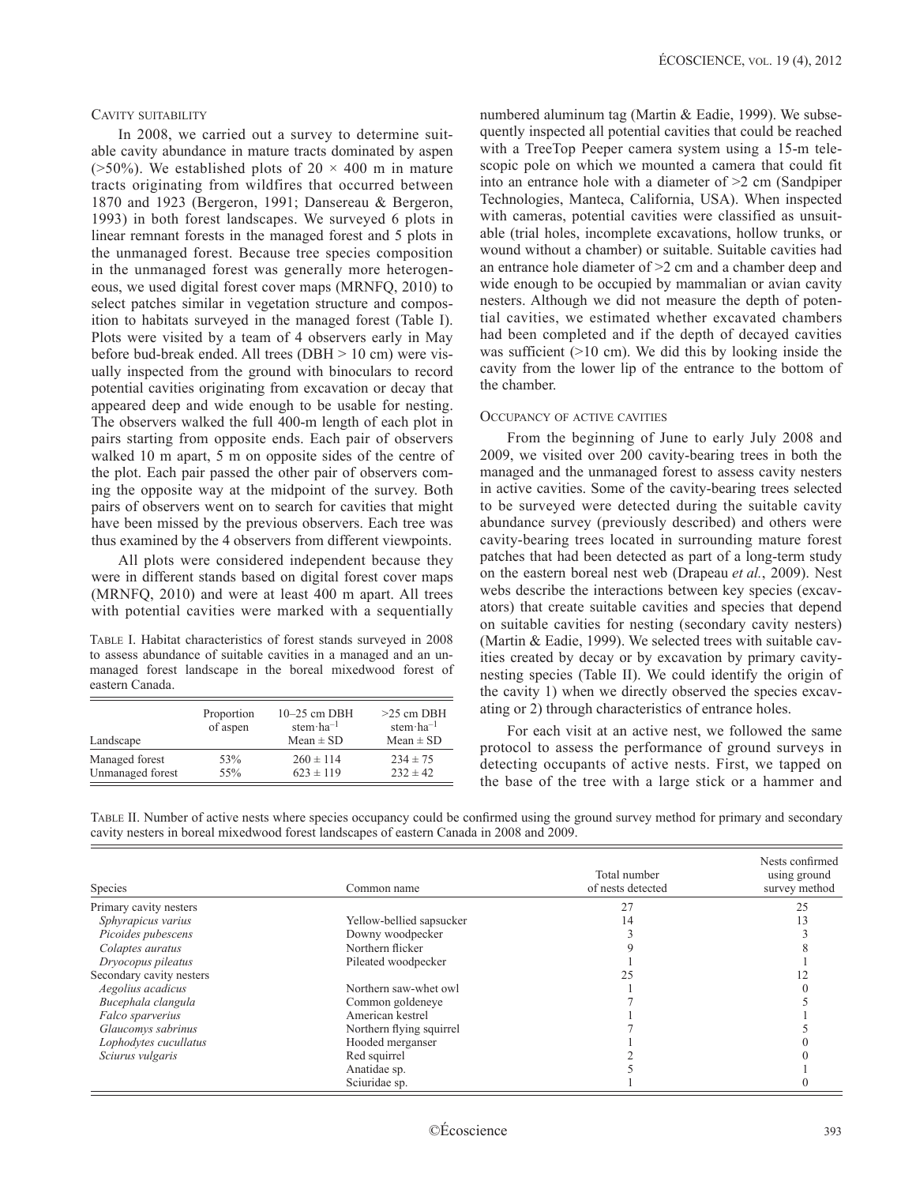### Cavity suitability

In 2008, we carried out a survey to determine suitable cavity abundance in mature tracts dominated by aspen (>50%). We established plots of 20 × 400 m in mature tracts originating from wildfires that occurred between 1870 and 1923 (Bergeron, 1991; Dansereau & Bergeron, 1993) in both forest landscapes. We surveyed 6 plots in linear remnant forests in the managed forest and 5 plots in the unmanaged forest. Because tree species composition in the unmanaged forest was generally more heterogeneous, we used digital forest cover maps (MRNFQ, 2010) to select patches similar in vegetation structure and composition to habitats surveyed in the managed forest (Table I). Plots were visited by a team of 4 observers early in May before bud-break ended. All trees (DBH > 10 cm) were visually inspected from the ground with binoculars to record potential cavities originating from excavation or decay that appeared deep and wide enough to be usable for nesting. The observers walked the full 400-m length of each plot in pairs starting from opposite ends. Each pair of observers walked 10 m apart, 5 m on opposite sides of the centre of the plot. Each pair passed the other pair of observers coming the opposite way at the midpoint of the survey. Both pairs of observers went on to search for cavities that might have been missed by the previous observers. Each tree was thus examined by the 4 observers from different viewpoints.

All plots were considered independent because they were in different stands based on digital forest cover maps (MRNFQ, 2010) and were at least 400 m apart. All trees with potential cavities were marked with a sequentially numbered aluminum tag (Martin & Eadie, 1999). We subsequently inspected all potential cavities that could be reached with a TreeTop Peeper camera system using a 15-m telescopic pole on which we mounted a camera that could fit into an entrance hole with a diameter of >2 cm (Sandpiper Technologies, Manteca, California, USA). When inspected with cameras, potential cavities were classified as unsuitable (trial holes, incomplete excavations, hollow trunks, or wound without a chamber) or suitable. Suitable cavities had an entrance hole diameter of >2 cm and a chamber deep and wide enough to be occupied by mammalian or avian cavity nesters. Although we did not measure the depth of potential cavities, we estimated whether excavated chambers had been completed and if the depth of decayed cavities was sufficient (>10 cm). We did this by looking inside the cavity from the lower lip of the entrance to the bottom of the chamber.

Table I. Habitat characteristics of forest stands surveyed in 2008 to assess abundance of suitable cavities in a managed and an unmanaged forest landscape in the boreal mixedwood forest of eastern Canada.

| Landscape | Proportion of aspen | 10–25 cm DBH stem·ha$^{-1}$ Mean ± SD | >25 cm DBH stem·ha$^{-1}$ Mean ± SD |
|---|---|---|---|
| Managed forest | 53% | 260 ± 114 | 234 ± 75 |
| Unmanaged forest | 55% | 623 ± 119 | 232 ± 42 |

### Occupancy of active cavities

From the beginning of June to early July 2008 and 2009, we visited over 200 cavity-bearing trees in both the managed and the unmanaged forest to assess cavity nesters in active cavities. Some of the cavity-bearing trees selected to be surveyed were detected during the suitable cavity abundance survey (previously described) and others were cavity-bearing trees located in surrounding mature forest patches that had been detected as part of a long-term study on the eastern boreal nest web (Drapeau *et al.*, 2009). Nest webs describe the interactions between key species (excavators) that create suitable cavities and species that depend on suitable cavities for nesting (secondary cavity nesters) (Martin & Eadie, 1999). We selected trees with suitable cavities created by decay or by excavation by primary cavity-nesting species (Table II). We could identify the origin of the cavity 1) when we directly observed the species excavating or 2) through characteristics of entrance holes.

For each visit at an active nest, we followed the same protocol to assess the performance of ground surveys in detecting occupants of active nests. First, we tapped on the base of the tree with a large stick or a hammer and

Table II. Number of active nests where species occupancy could be confirmed using the ground survey method for primary and secondary cavity nesters in boreal mixedwood forest landscapes of eastern Canada in 2008 and 2009.

| Species | Common name | Total number of nests detected | Nests confirmed using ground survey method |
|---|---|---|---|
| Primary cavity nesters | | 27 | 25 |
| *Sphyrapicus varius* | Yellow-bellied sapsucker | 14 | 13 |
| *Picoides pubescens* | Downy woodpecker | 3 | 3 |
| *Colaptes auratus* | Northern flicker | 9 | 8 |
| *Dryocopus pileatus* | Pileated woodpecker | 1 | 1 |
| Secondary cavity nesters | | 25 | 12 |
| *Aegolius acadicus* | Northern saw-whet owl | 1 | 0 |
| *Bucephala clangula* | Common goldeneye | 7 | 5 |
| *Falco sparverius* | American kestrel | 1 | 1 |
| *Glaucomys sabrinus* | Northern flying squirrel | 7 | 5 |
| *Lophodytes cucullatus* | Hooded merganser | 1 | 0 |
| *Sciurus vulgaris* | Red squirrel | 2 | 0 |
| | Anatidae sp. | 5 | 1 |
| | Sciuridae sp. | 1 | 0 |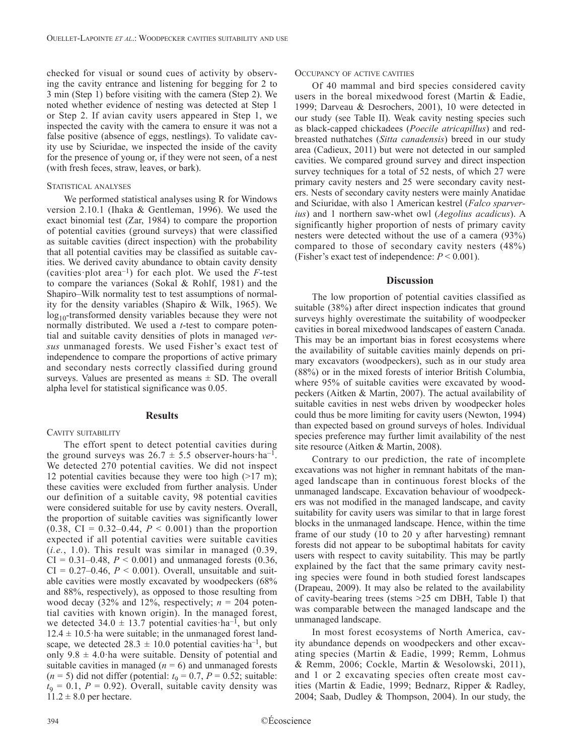checked for visual or sound cues of activity by observing the cavity entrance and listening for begging for 2 to 3 min (Step 1) before visiting with the camera (Step 2). We noted whether evidence of nesting was detected at Step 1 or Step 2. If avian cavity users appeared in Step 1, we inspected the cavity with the camera to ensure it was not a false positive (absence of eggs, nestlings). To validate cavity use by Sciuridae, we inspected the inside of the cavity for the presence of young or, if they were not seen, of a nest (with fresh feces, straw, leaves, or bark).

### Statistical analyses

We performed statistical analyses using R for Windows version 2.10.1 (Ihaka & Gentleman, 1996). We used the exact binomial test (Zar, 1984) to compare the proportion of potential cavities (ground surveys) that were classified as suitable cavities (direct inspection) with the probability that all potential cavities may be classified as suitable cavities. We derived cavity abundance to obtain cavity density (cavities·plot area$^{-1}$) for each plot. We used the *F*-test to compare the variances (Sokal & Rohlf, 1981) and the Shapiro–Wilk normality test to test assumptions of normality for the density variables (Shapiro & Wilk, 1965). We $\log_{10}$-transformed density variables because they were not normally distributed. We used a *t*-test to compare potential and suitable cavity densities of plots in managed *versus* unmanaged forests. We used Fisher's exact test of independence to compare the proportions of active primary and secondary nests correctly classified during ground surveys. Values are presented as means ± SD. The overall alpha level for statistical significance was 0.05.

## Results

### Cavity suitability

The effort spent to detect potential cavities during the ground surveys was 26.7 ± 5.5 observer-hours·ha$^{-1}$. We detected 270 potential cavities. We did not inspect 12 potential cavities because they were too high (>17 m); these cavities were excluded from further analysis. Under our definition of a suitable cavity, 98 potential cavities were considered suitable for use by cavity nesters. Overall, the proportion of suitable cavities was significantly lower (0.38, CI = 0.32–0.44, $P < 0.001$) than the proportion expected if all potential cavities were suitable cavities (*i.e.*, 1.0). This result was similar in managed (0.39, CI = 0.31–0.48, $P < 0.001$) and unmanaged forests (0.36, CI = 0.27–0.46, $P < 0.001$). Overall, unsuitable and suitable cavities were mostly excavated by woodpeckers (68% and 88%, respectively), as opposed to those resulting from wood decay (32% and 12%, respectively; $n = 204$ potential cavities with known origin). In the managed forest, we detected 34.0 ± 13.7 potential cavities·ha$^{-1}$, but only 12.4 ± 10.5·ha were suitable; in the unmanaged forest landscape, we detected 28.3 ± 10.0 potential cavities·ha$^{-1}$, but only 9.8 ± 4.0·ha were suitable. Density of potential and suitable cavities in managed ($n = 6$) and unmanaged forests ($n = 5$) did not differ (potential: $t_9 = 0.7$, $P = 0.52$; suitable: $t_9 = 0.1$, $P = 0.92$). Overall, suitable cavity density was 11.2 ± 8.0 per hectare.

### Occupancy of active cavities

Of 40 mammal and bird species considered cavity users in the boreal mixedwood forest (Martin & Eadie, 1999; Darveau & Desrochers, 2001), 10 were detected in our study (see Table II). Weak cavity nesting species such as black-capped chickadees (*Poecile atricapillus*) and red-breasted nuthatches (*Sitta canadensis*) breed in our study area (Cadieux, 2011) but were not detected in our sampled cavities. We compared ground survey and direct inspection survey techniques for a total of 52 nests, of which 27 were primary cavity nesters and 25 were secondary cavity nesters. Nests of secondary cavity nesters were mainly Anatidae and Sciuridae, with also 1 American kestrel (*Falco sparverius*) and 1 northern saw-whet owl (*Aegolius acadicus*). A significantly higher proportion of nests of primary cavity nesters were detected without the use of a camera (93%) compared to those of secondary cavity nesters (48%) (Fisher's exact test of independence: $P < 0.001$).

## Discussion

The low proportion of potential cavities classified as suitable (38%) after direct inspection indicates that ground surveys highly overestimate the suitability of woodpecker cavities in boreal mixedwood landscapes of eastern Canada. This may be an important bias in forest ecosystems where the availability of suitable cavities mainly depends on primary excavators (woodpeckers), such as in our study area (88%) or in the mixed forests of interior British Columbia, where 95% of suitable cavities were excavated by woodpeckers (Aitken & Martin, 2007). The actual availability of suitable cavities in nest webs driven by woodpecker holes could thus be more limiting for cavity users (Newton, 1994) than expected based on ground surveys of holes. Individual species preference may further limit availability of the nest site resource (Aitken & Martin, 2008).

Contrary to our prediction, the rate of incomplete excavations was not higher in remnant habitats of the managed landscape than in continuous forest blocks of the unmanaged landscape. Excavation behaviour of woodpeckers was not modified in the managed landscape, and cavity suitability for cavity users was similar to that in large forest blocks in the unmanaged landscape. Hence, within the time frame of our study (10 to 20 y after harvesting) remnant forests did not appear to be suboptimal habitats for cavity users with respect to cavity suitability. This may be partly explained by the fact that the same primary cavity nesting species were found in both studied forest landscapes (Drapeau, 2009). It may also be related to the availability of cavity-bearing trees (stems >25 cm DBH, Table I) that was comparable between the managed landscape and the unmanaged landscape.

In most forest ecosystems of North America, cavity abundance depends on woodpeckers and other excavating species (Martin & Eadie, 1999; Remm, Lohmus & Remm, 2006; Cockle, Martin & Wesolowski, 2011), and 1 or 2 excavating species often create most cavities (Martin & Eadie, 1999; Bednarz, Ripper & Radley, 2004; Saab, Dudley & Thompson, 2004). In our study, the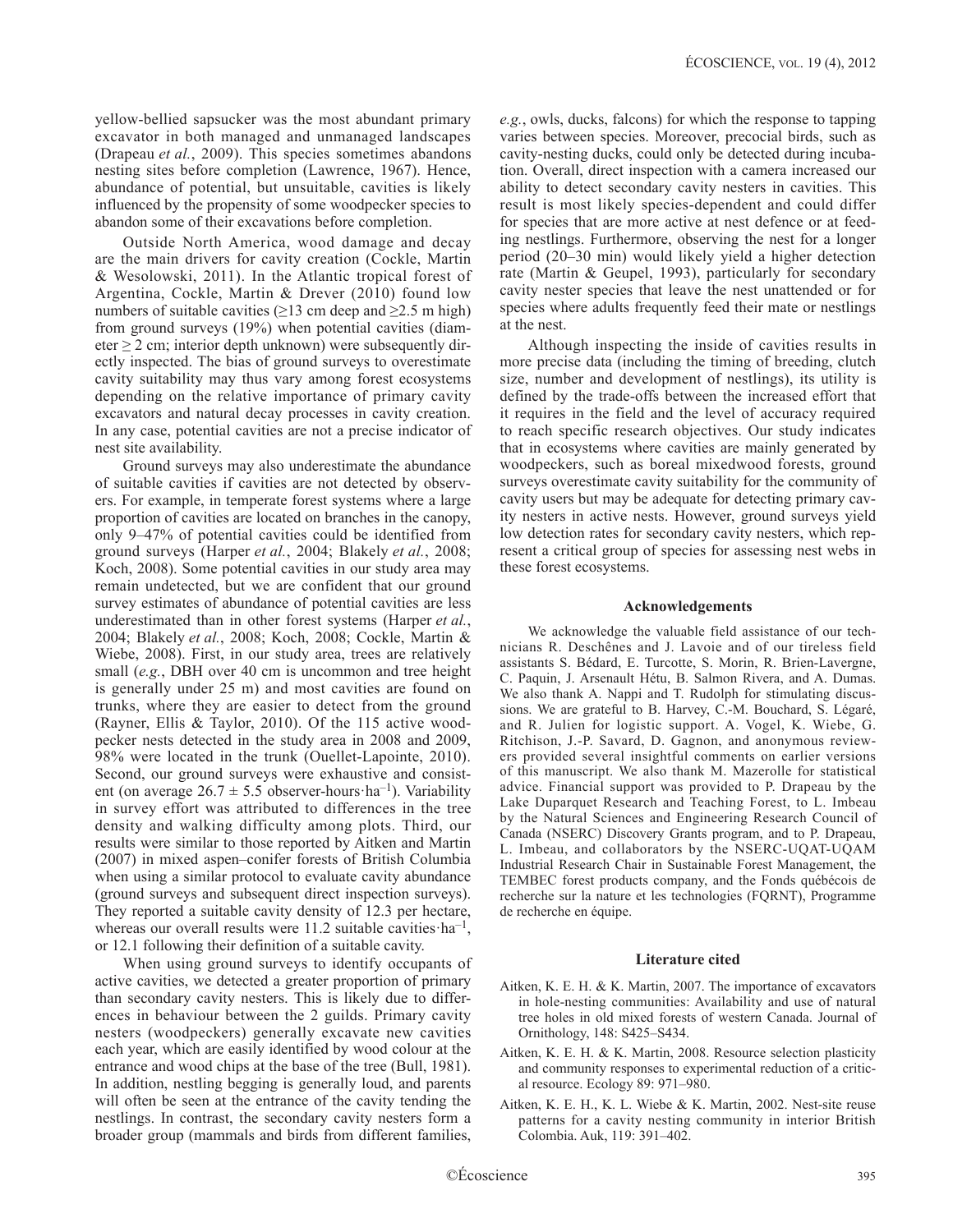yellow-bellied sapsucker was the most abundant primary excavator in both managed and unmanaged landscapes (Drapeau *et al.*, 2009). This species sometimes abandons nesting sites before completion (Lawrence, 1967). Hence, abundance of potential, but unsuitable, cavities is likely influenced by the propensity of some woodpecker species to abandon some of their excavations before completion.

Outside North America, wood damage and decay are the main drivers for cavity creation (Cockle, Martin & Wesolowski, 2011). In the Atlantic tropical forest of Argentina, Cockle, Martin & Drever (2010) found low numbers of suitable cavities (≥13 cm deep and ≥2.5 m high) from ground surveys (19%) when potential cavities (diameter ≥ 2 cm; interior depth unknown) were subsequently directly inspected. The bias of ground surveys to overestimate cavity suitability may thus vary among forest ecosystems depending on the relative importance of primary cavity excavators and natural decay processes in cavity creation. In any case, potential cavities are not a precise indicator of nest site availability.

Ground surveys may also underestimate the abundance of suitable cavities if cavities are not detected by observers. For example, in temperate forest systems where a large proportion of cavities are located on branches in the canopy, only 9–47% of potential cavities could be identified from ground surveys (Harper *et al.*, 2004; Blakely *et al.*, 2008; Koch, 2008). Some potential cavities in our study area may remain undetected, but we are confident that our ground survey estimates of abundance of potential cavities are less underestimated than in other forest systems (Harper *et al.*, 2004; Blakely *et al.*, 2008; Koch, 2008; Cockle, Martin & Wiebe, 2008). First, in our study area, trees are relatively small (*e.g.*, DBH over 40 cm is uncommon and tree height is generally under 25 m) and most cavities are found on trunks, where they are easier to detect from the ground (Rayner, Ellis & Taylor, 2010). Of the 115 active woodpecker nests detected in the study area in 2008 and 2009, 98% were located in the trunk (Ouellet-Lapointe, 2010). Second, our ground surveys were exhaustive and consistent (on average $26.7 \pm 5.5$ observer-hours·ha$^{-1}$). Variability in survey effort was attributed to differences in the tree density and walking difficulty among plots. Third, our results were similar to those reported by Aitken and Martin (2007) in mixed aspen–conifer forests of British Columbia when using a similar protocol to evaluate cavity abundance (ground surveys and subsequent direct inspection surveys). They reported a suitable cavity density of 12.3 per hectare, whereas our overall results were 11.2 suitable cavities·ha$^{-1}$, or 12.1 following their definition of a suitable cavity.

When using ground surveys to identify occupants of active cavities, we detected a greater proportion of primary than secondary cavity nesters. This is likely due to differences in behaviour between the 2 guilds. Primary cavity nesters (woodpeckers) generally excavate new cavities each year, which are easily identified by wood colour at the entrance and wood chips at the base of the tree (Bull, 1981). In addition, nestling begging is generally loud, and parents will often be seen at the entrance of the cavity tending the nestlings. In contrast, the secondary cavity nesters form a broader group (mammals and birds from different families, *e.g.*, owls, ducks, falcons) for which the response to tapping varies between species. Moreover, precocial birds, such as cavity-nesting ducks, could only be detected during incubation. Overall, direct inspection with a camera increased our ability to detect secondary cavity nesters in cavities. This result is most likely species-dependent and could differ for species that are more active at nest defence or at feeding nestlings. Furthermore, observing the nest for a longer period (20–30 min) would likely yield a higher detection rate (Martin & Geupel, 1993), particularly for secondary cavity nester species that leave the nest unattended or for species where adults frequently feed their mate or nestlings at the nest.

Although inspecting the inside of cavities results in more precise data (including the timing of breeding, clutch size, number and development of nestlings), its utility is defined by the trade-offs between the increased effort that it requires in the field and the level of accuracy required to reach specific research objectives. Our study indicates that in ecosystems where cavities are mainly generated by woodpeckers, such as boreal mixedwood forests, ground surveys overestimate cavity suitability for the community of cavity users but may be adequate for detecting primary cavity nesters in active nests. However, ground surveys yield low detection rates for secondary cavity nesters, which represent a critical group of species for assessing nest webs in these forest ecosystems.

## Acknowledgements

We acknowledge the valuable field assistance of our technicians R. Deschênes and J. Lavoie and of our tireless field assistants S. Bédard, E. Turcotte, S. Morin, R. Brien-Lavergne, C. Paquin, J. Arsenault Hétu, B. Salmon Rivera, and A. Dumas. We also thank A. Nappi and T. Rudolph for stimulating discussions. We are grateful to B. Harvey, C.-M. Bouchard, S. Légaré, and R. Julien for logistic support. A. Vogel, K. Wiebe, G. Ritchison, J.-P. Savard, D. Gagnon, and anonymous reviewers provided several insightful comments on earlier versions of this manuscript. We also thank M. Mazerolle for statistical advice. Financial support was provided to P. Drapeau by the Lake Duparquet Research and Teaching Forest, to L. Imbeau by the Natural Sciences and Engineering Research Council of Canada (NSERC) Discovery Grants program, and to P. Drapeau, L. Imbeau, and collaborators by the NSERC-UQAT-UQAM Industrial Research Chair in Sustainable Forest Management, the TEMBEC forest products company, and the Fonds québécois de recherche sur la nature et les technologies (FQRNT), Programme de recherche en équipe.

## Literature cited

- Aitken, K. E. H. & K. Martin, 2007. The importance of excavators in hole-nesting communities: Availability and use of natural tree holes in old mixed forests of western Canada. Journal of Ornithology, 148: S425–S434.
- Aitken, K. E. H. & K. Martin, 2008. Resource selection plasticity and community responses to experimental reduction of a critical resource. Ecology 89: 971–980.
- Aitken, K. E. H., K. L. Wiebe & K. Martin, 2002. Nest-site reuse patterns for a cavity nesting community in interior British Colombia. Auk, 119: 391–402.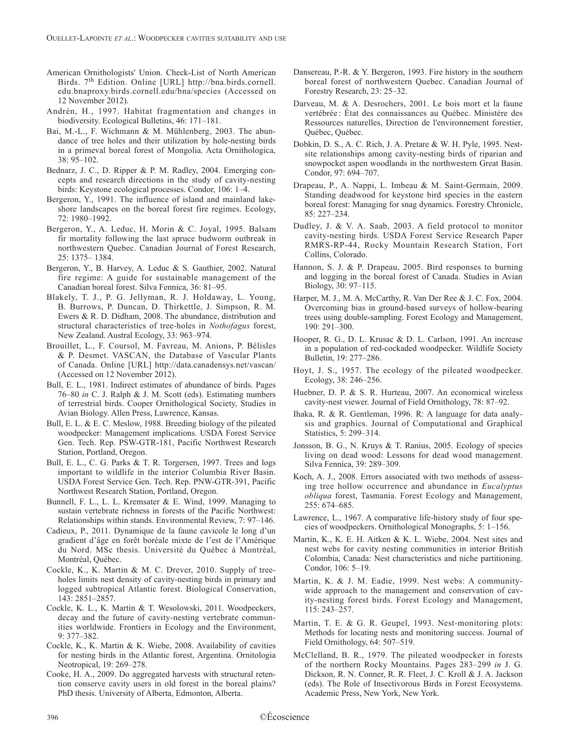American Ornithologists' Union. Check-List of North American Birds. 7th Edition. Online [URL] http://bna.birds.cornell.edu.bnaproxy.birds.cornell.edu/bna/species (Accessed on 12 November 2012).

Andrén, H., 1997. Habitat fragmentation and changes in biodiversity. Ecological Bulletins, 46: 171–181.

Bai, M.-L., F. Wichmann & M. Mühlenberg, 2003. The abundance of tree holes and their utilization by hole-nesting birds in a primeval boreal forest of Mongolia. Acta Ornithologica, 38: 95–102.

Bednarz, J. C., D. Ripper & P. M. Radley, 2004. Emerging concepts and research directions in the study of cavity-nesting birds: Keystone ecological processes. Condor, 106: 1–4.

Bergeron, Y., 1991. The influence of island and mainland lakeshore landscapes on the boreal forest fire regimes. Ecology, 72: 1980–1992.

Bergeron, Y., A. Leduc, H. Morin & C. Joyal, 1995. Balsam fir mortality following the last spruce budworm outbreak in northwestern Quebec. Canadian Journal of Forest Research, 25: 1375– 1384.

Bergeron, Y., B. Harvey, A. Leduc & S. Gauthier, 2002. Natural fire regime: A guide for sustainable management of the Canadian boreal forest. Silva Fennica, 36: 81–95.

Blakely, T. J., P. G. Jellyman, R. J. Holdaway, L. Young, B. Burrows, P. Duncan, D. Thirkettle, J. Simpson, R. M. Ewers & R. D. Didham, 2008. The abundance, distribution and structural characteristics of tree-holes in *Nothofagus* forest, New Zealand. Austral Ecology, 33: 963–974.

Brouillet, L., F. Coursol, M. Favreau, M. Anions, P. Bélisles & P. Desmet. VASCAN, the Database of Vascular Plants of Canada. Online [URL] http://data.canadensys.net/vascan/ (Accessed on 12 November 2012).

Bull, E. L., 1981. Indirect estimates of abundance of birds. Pages 76–80 *in* C. J. Ralph & J. M. Scott (eds). Estimating numbers of terrestrial birds. Cooper Ornithological Society, Studies in Avian Biology. Allen Press, Lawrence, Kansas.

Bull, E. L. & E. C. Meslow, 1988. Breeding biology of the pileated woodpecker: Management implications. USDA Forest Service Gen. Tech. Rep. PSW-GTR-181, Pacific Northwest Research Station, Portland, Oregon.

Bull, E. L., C. G. Parks & T. R. Torgersen, 1997. Trees and logs important to wildlife in the interior Columbia River Basin. USDA Forest Service Gen. Tech. Rep. PNW-GTR-391, Pacific Northwest Research Station, Portland, Oregon.

Bunnell, F. L., L. L. Kremsater & E. Wind, 1999. Managing to sustain vertebrate richness in forests of the Pacific Northwest: Relationships within stands. Environmental Review, 7: 97–146.

Cadieux, P., 2011. Dynamique de la faune cavicole le long d'un gradient d'âge en forêt boréale mixte de l'est de l'Amérique du Nord. MSc thesis. Université du Québec à Montréal, Montréal, Québec.

Cockle, K., K. Martin & M. C. Drever, 2010. Supply of tree-holes limits nest density of cavity-nesting birds in primary and logged subtropical Atlantic forest. Biological Conservation, 143: 2851–2857.

Cockle, K. L., K. Martin & T. Wesolowski, 2011. Woodpeckers, decay and the future of cavity-nesting vertebrate communities worldwide. Frontiers in Ecology and the Environment, 9: 377–382.

Cockle, K., K. Martin & K. Wiebe, 2008. Availability of cavities for nesting birds in the Atlantic forest, Argentina. Ornitologia Neotropical, 19: 269–278.

Cooke, H. A., 2009. Do aggregated harvests with structural retention conserve cavity users in old forest in the boreal plains? PhD thesis. University of Alberta, Edmonton, Alberta.

Dansereau, P.-R. & Y. Bergeron, 1993. Fire history in the southern boreal forest of northwestern Quebec. Canadian Journal of Forestry Research, 23: 25–32.

Darveau, M. & A. Desrochers, 2001. Le bois mort et la faune vertébrée : État des connaissances au Québec. Ministère des Ressources naturelles, Direction de l'environnement forestier, Québec, Québec.

Dobkin, D. S., A. C. Rich, J. A. Pretare & W. H. Pyle, 1995. Nest-site relationships among cavity-nesting birds of riparian and snowpocket aspen woodlands in the northwestern Great Basin. Condor, 97: 694–707.

Drapeau, P., A. Nappi, L. Imbeau & M. Saint-Germain, 2009. Standing deadwood for keystone bird species in the eastern boreal forest: Managing for snag dynamics. Forestry Chronicle, 85: 227–234.

Dudley, J. & V. A. Saab, 2003. A field protocol to monitor cavity-nesting birds. USDA Forest Service Research Paper RMRS-RP-44, Rocky Mountain Research Station, Fort Collins, Colorado.

Hannon, S. J. & P. Drapeau, 2005. Bird responses to burning and logging in the boreal forest of Canada. Studies in Avian Biology, 30: 97–115.

Harper, M. J., M. A. McCarthy, R. Van Der Ree & J. C. Fox, 2004. Overcoming bias in ground-based surveys of hollow-bearing trees using double-sampling. Forest Ecology and Management, 190: 291–300.

Hooper, R. G., D. L. Krusac & D. L. Carlson, 1991. An increase in a population of red-cockaded woodpecker. Wildlife Society Bulletin, 19: 277–286.

Hoyt, J. S., 1957. The ecology of the pileated woodpecker. Ecology, 38: 246–256.

Huebner, D. P. & S. R. Hurteau, 2007. An economical wireless cavity-nest viewer. Journal of Field Ornithology, 78: 87–92.

Ihaka, R. & R. Gentleman, 1996. R: A language for data analysis and graphics. Journal of Computational and Graphical Statistics, 5: 299–314.

Jonsson, B. G., N. Kruys & T. Ranius, 2005. Ecology of species living on dead wood: Lessons for dead wood management. Silva Fennica, 39: 289–309.

Koch, A. J., 2008. Errors associated with two methods of assessing tree hollow occurrence and abundance in *Eucalyptus obliqua* forest, Tasmania. Forest Ecology and Management, 255: 674–685.

Lawrence, L., 1967. A comparative life-history study of four species of woodpeckers. Ornithological Monographs, 5: 1–156.

Martin, K., K. E. H. Aitken & K. L. Wiebe, 2004. Nest sites and nest webs for cavity nesting communities in interior British Colombia, Canada: Nest characteristics and niche partitioning. Condor, 106: 5–19.

Martin, K. & J. M. Eadie, 1999. Nest webs: A community-wide approach to the management and conservation of cavity-nesting forest birds. Forest Ecology and Management, 115: 243–257.

Martin, T. E. & G. R. Geupel, 1993. Nest-monitoring plots: Methods for locating nests and monitoring success. Journal of Field Ornithology, 64: 507–519.

McClelland, B. R., 1979. The pileated woodpecker in forests of the northern Rocky Mountains. Pages 283–299 *in* J. G. Dickson, R. N. Conner, R. R. Fleet, J. C. Kroll & J. A. Jackson (eds). The Role of Insectivorous Birds in Forest Ecosystems. Academic Press, New York, New York.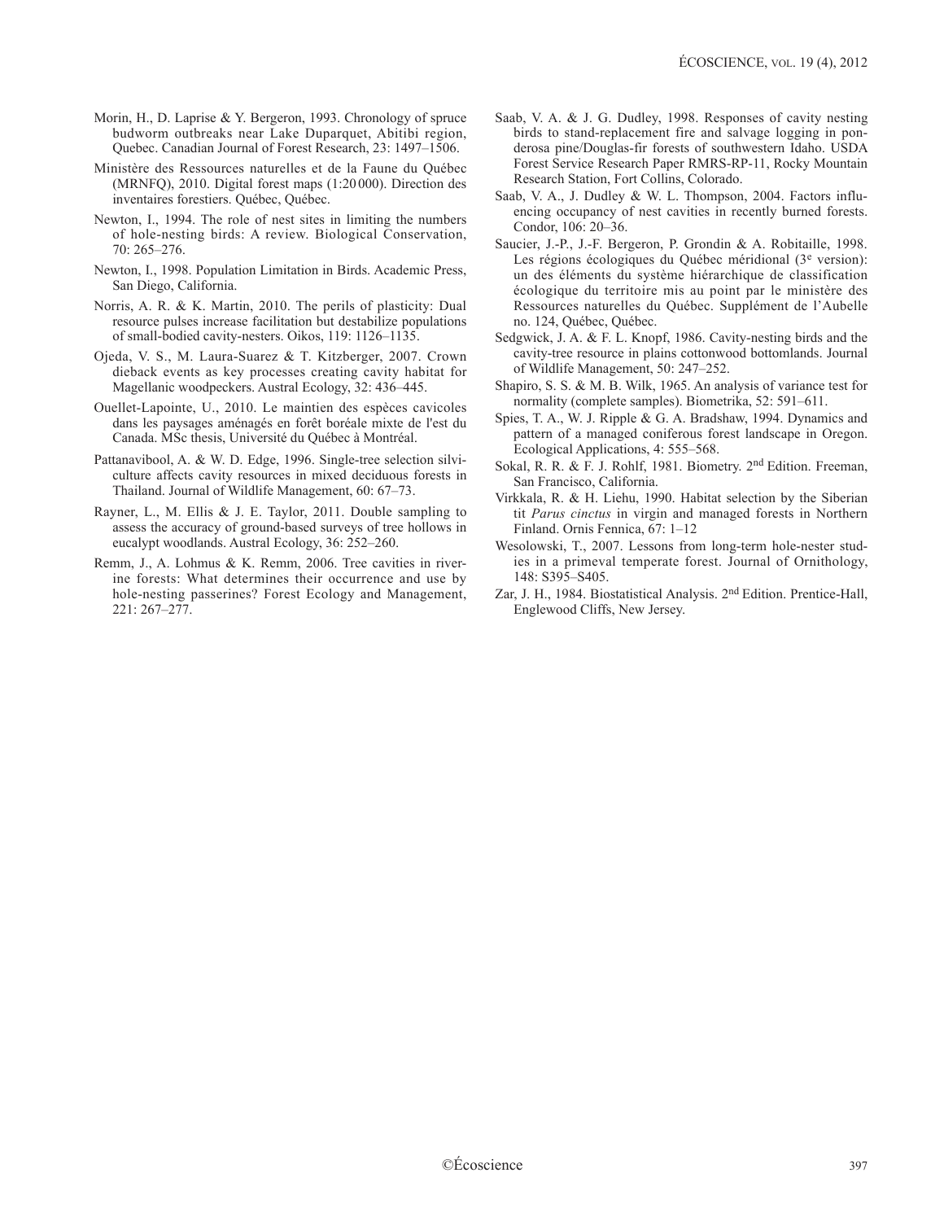Morin, H., D. Laprise & Y. Bergeron, 1993. Chronology of spruce budworm outbreaks near Lake Duparquet, Abitibi region, Quebec. Canadian Journal of Forest Research, 23: 1497–1506.

Ministère des Ressources naturelles et de la Faune du Québec (MRNFQ), 2010. Digital forest maps (1:20 000). Direction des inventaires forestiers. Québec, Québec.

Newton, I., 1994. The role of nest sites in limiting the numbers of hole-nesting birds: A review. Biological Conservation, 70: 265–276.

Newton, I., 1998. Population Limitation in Birds. Academic Press, San Diego, California.

Norris, A. R. & K. Martin, 2010. The perils of plasticity: Dual resource pulses increase facilitation but destabilize populations of small-bodied cavity-nesters. Oikos, 119: 1126–1135.

Ojeda, V. S., M. Laura-Suarez & T. Kitzberger, 2007. Crown dieback events as key processes creating cavity habitat for Magellanic woodpeckers. Austral Ecology, 32: 436–445.

Ouellet-Lapointe, U., 2010. Le maintien des espèces cavicoles dans les paysages aménagés en forêt boréale mixte de l'est du Canada. MSc thesis, Université du Québec à Montréal.

Pattanavibool, A. & W. D. Edge, 1996. Single-tree selection silviculture affects cavity resources in mixed deciduous forests in Thailand. Journal of Wildlife Management, 60: 67–73.

Rayner, L., M. Ellis & J. E. Taylor, 2011. Double sampling to assess the accuracy of ground-based surveys of tree hollows in eucalypt woodlands. Austral Ecology, 36: 252–260.

Remm, J., A. Lohmus & K. Remm, 2006. Tree cavities in riverine forests: What determines their occurrence and use by hole-nesting passerines? Forest Ecology and Management, 221: 267–277.

Saab, V. A. & J. G. Dudley, 1998. Responses of cavity nesting birds to stand-replacement fire and salvage logging in ponderosa pine/Douglas-fir forests of southwestern Idaho. USDA Forest Service Research Paper RMRS-RP-11, Rocky Mountain Research Station, Fort Collins, Colorado.

Saab, V. A., J. Dudley & W. L. Thompson, 2004. Factors influencing occupancy of nest cavities in recently burned forests. Condor, 106: 20–36.

Saucier, J.-P., J.-F. Bergeron, P. Grondin & A. Robitaille, 1998. Les régions écologiques du Québec méridional (3e version): un des éléments du système hiérarchique de classification écologique du territoire mis au point par le ministère des Ressources naturelles du Québec. Supplément de l'Aubelle no. 124, Québec, Québec.

Sedgwick, J. A. & F. L. Knopf, 1986. Cavity-nesting birds and the cavity-tree resource in plains cottonwood bottomlands. Journal of Wildlife Management, 50: 247–252.

Shapiro, S. S. & M. B. Wilk, 1965. An analysis of variance test for normality (complete samples). Biometrika, 52: 591–611.

Spies, T. A., W. J. Ripple & G. A. Bradshaw, 1994. Dynamics and pattern of a managed coniferous forest landscape in Oregon. Ecological Applications, 4: 555–568.

Sokal, R. R. & F. J. Rohlf, 1981. Biometry. 2nd Edition. Freeman, San Francisco, California.

Virkkala, R. & H. Liehu, 1990. Habitat selection by the Siberian tit *Parus cinctus* in virgin and managed forests in Northern Finland. Ornis Fennica, 67: 1–12

Wesolowski, T., 2007. Lessons from long-term hole-nester studies in a primeval temperate forest. Journal of Ornithology, 148: S395–S405.

Zar, J. H., 1984. Biostatistical Analysis. 2nd Edition. Prentice-Hall, Englewood Cliffs, New Jersey.